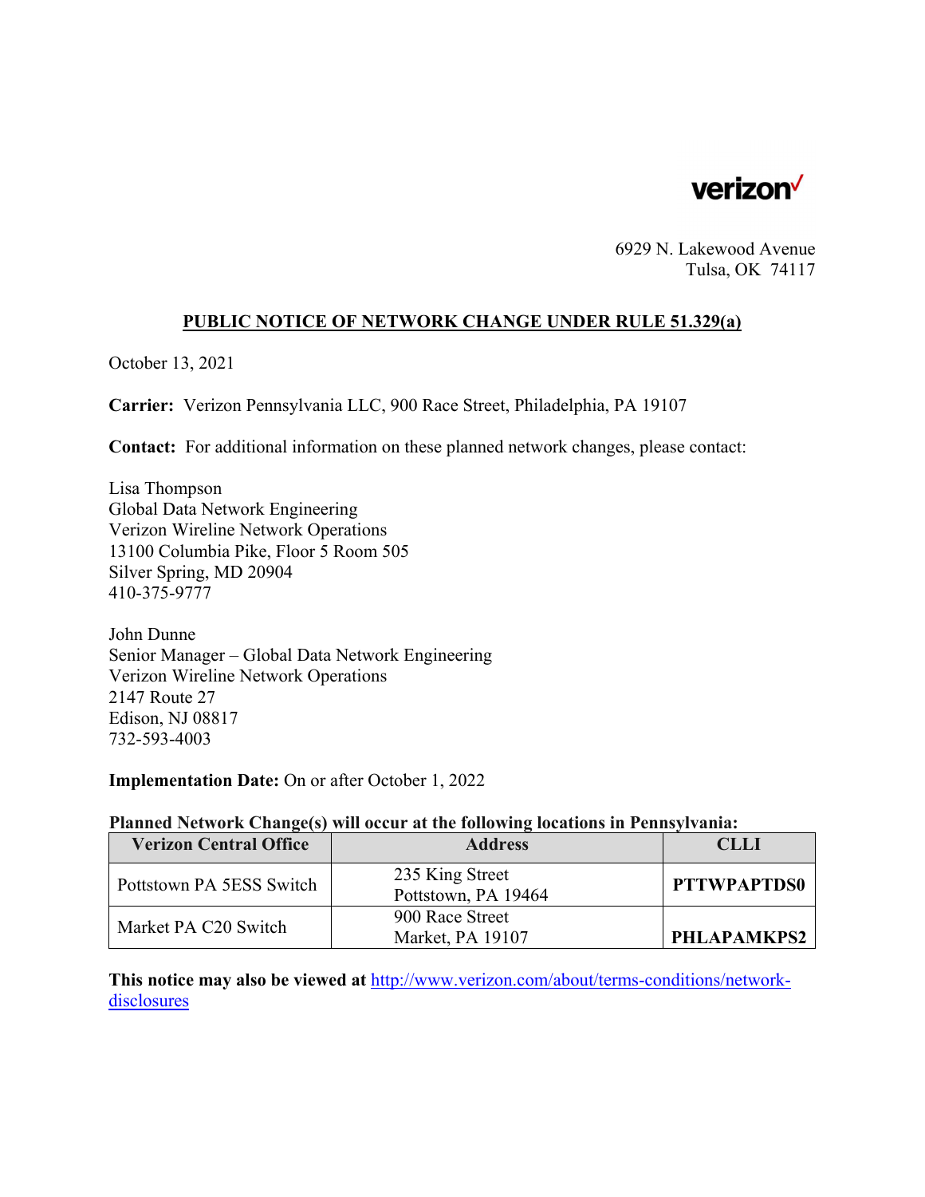verizon

6929 N. Lakewood Avenue
Tulsa, OK 74117

## PUBLIC NOTICE OF NETWORK CHANGE UNDER RULE 51.329(a)

October 13, 2021

**Carrier:** Verizon Pennsylvania LLC, 900 Race Street, Philadelphia, PA 19107

**Contact:** For additional information on these planned network changes, please contact:

Lisa Thompson
Global Data Network Engineering
Verizon Wireline Network Operations
13100 Columbia Pike, Floor 5 Room 505
Silver Spring, MD 20904
410-375-9777

John Dunne
Senior Manager – Global Data Network Engineering
Verizon Wireline Network Operations
2147 Route 27
Edison, NJ 08817
732-593-4003

**Implementation Date:** On or after October 1, 2022

**Planned Network Change(s) will occur at the following locations in Pennsylvania:**

| Verizon Central Office | Address | CLLI |
|---|---|---|
| Pottstown PA 5ESS Switch | 235 King Street<br>Pottstown, PA 19464 | **PTTWPAPTDS0** |
| Market PA C20 Switch | 900 Race Street<br>Market, PA 19107 | **PHLAPAMKPS2** |

**This notice may also be viewed at** http://www.verizon.com/about/terms-conditions/network-disclosures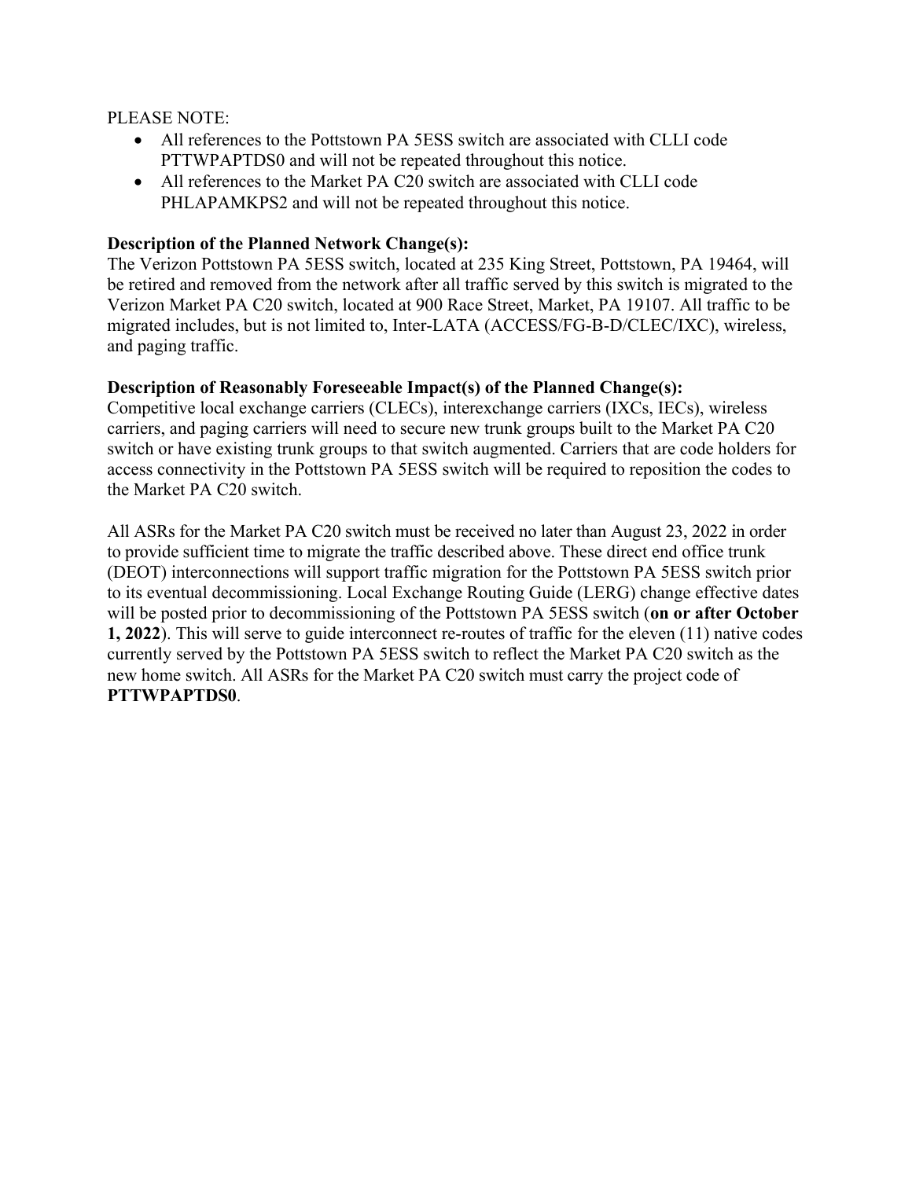PLEASE NOTE:

- All references to the Pottstown PA 5ESS switch are associated with CLLI code PTTWPAPTDS0 and will not be repeated throughout this notice.
- All references to the Market PA C20 switch are associated with CLLI code PHLAPAMKPS2 and will not be repeated throughout this notice.

**Description of the Planned Network Change(s):**

The Verizon Pottstown PA 5ESS switch, located at 235 King Street, Pottstown, PA 19464, will be retired and removed from the network after all traffic served by this switch is migrated to the Verizon Market PA C20 switch, located at 900 Race Street, Market, PA 19107. All traffic to be migrated includes, but is not limited to, Inter-LATA (ACCESS/FG-B-D/CLEC/IXC), wireless, and paging traffic.

**Description of Reasonably Foreseeable Impact(s) of the Planned Change(s):**

Competitive local exchange carriers (CLECs), interexchange carriers (IXCs, IECs), wireless carriers, and paging carriers will need to secure new trunk groups built to the Market PA C20 switch or have existing trunk groups to that switch augmented. Carriers that are code holders for access connectivity in the Pottstown PA 5ESS switch will be required to reposition the codes to the Market PA C20 switch.

All ASRs for the Market PA C20 switch must be received no later than August 23, 2022 in order to provide sufficient time to migrate the traffic described above. These direct end office trunk (DEOT) interconnections will support traffic migration for the Pottstown PA 5ESS switch prior to its eventual decommissioning. Local Exchange Routing Guide (LERG) change effective dates will be posted prior to decommissioning of the Pottstown PA 5ESS switch (**on or after October 1, 2022**). This will serve to guide interconnect re-routes of traffic for the eleven (11) native codes currently served by the Pottstown PA 5ESS switch to reflect the Market PA C20 switch as the new home switch. All ASRs for the Market PA C20 switch must carry the project code of **PTTWPAPTDS0**.